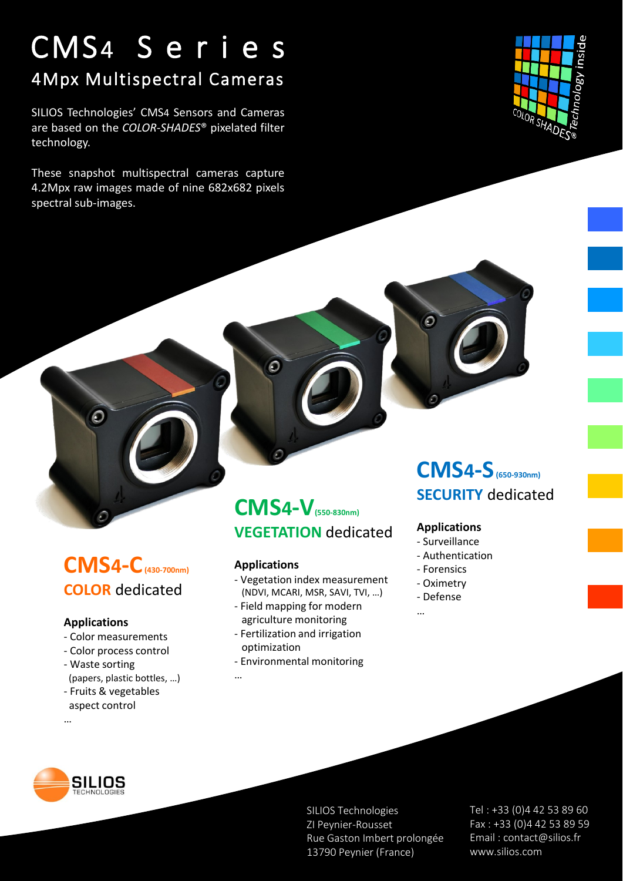# CMS4 Series

## 4Mpx Multispectral Cameras

SILIOS Technologies' CMS4 Sensors and Cameras are based on the *COLOR-SHADES®* pixelated filter technology.

These snapshot multispectral cameras capture 4.2Mpx raw images made of nine 682x682 pixels spectral sub-images.

COLOR SHADES® Technology inside

## CMS4-C (430-700nm)

**COLOR** dedicated

### Applications

- Color measurements
- Color process control
- Waste sorting (papers, plastic bottles, …)
- Fruits & vegetables aspect control

…

## CMS4-V (550-830nm)

**VEGETATION** dedicated

### Applications

- Vegetation index measurement (NDVI, MCARI, MSR, SAVI, TVI, …)
- Field mapping for modern agriculture monitoring
- Fertilization and irrigation optimization
- Environmental monitoring

…

## CMS4-S (650-930nm)

**SECURITY** dedicated

### Applications

- Surveillance
- Authentication
- Forensics
- Oximetry
- Defense

…

SILIOS TECHNOLOGIES

SILIOS Technologies
ZI Peynier-Rousset
Rue Gaston Imbert prolongée
13790 Peynier (France)

Tel : +33 (0)4 42 53 89 60
Fax : +33 (0)4 42 53 89 59
Email : contact@silios.fr
www.silios.com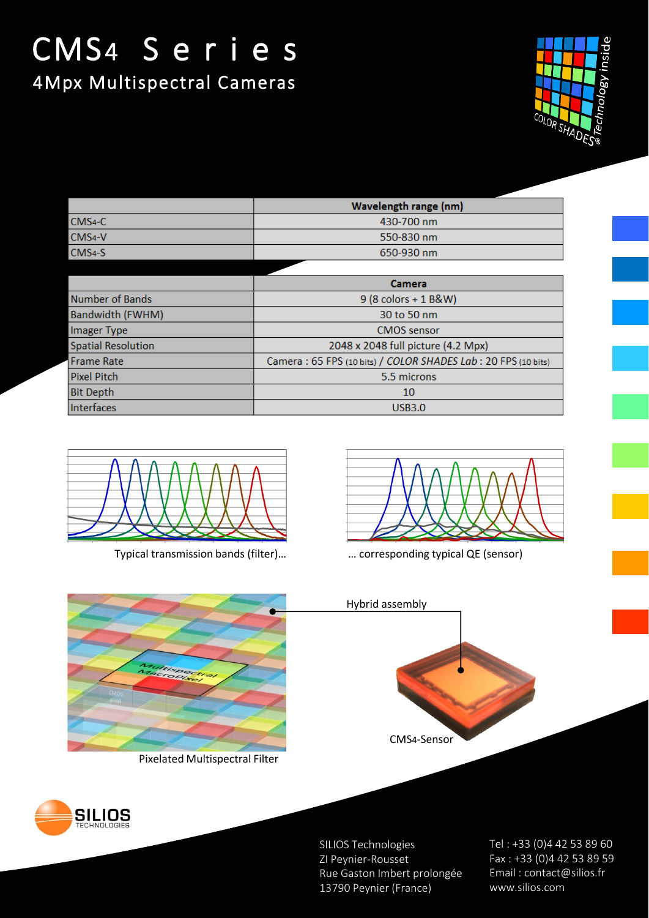# CMS4 Series

## 4Mpx Multispectral Cameras

| | Wavelength range (nm) |
|---|---|
| CMS4-C | 430-700 nm |
| CMS4-V | 550-830 nm |
| CMS4-S | 650-930 nm |

| | Camera |
|---|---|
| Number of Bands | 9 (8 colors + 1 B&W) |
| Bandwidth (FWHM) | 30 to 50 nm |
| Imager Type | CMOS sensor |
| Spatial Resolution | 2048 x 2048 full picture (4.2 Mpx) |
| Frame Rate | Camera : 65 FPS (10 bits) / *COLOR SHADES Lab* : 20 FPS (10 bits) |
| Pixel Pitch | 5.5 microns |
| Bit Depth | 10 |
| Interfaces | USB3.0 |

Typical transmission bands (filter)…

… corresponding typical QE (sensor)

Hybrid assembly

Pixelated Multispectral Filter

CMS4-Sensor

SILIOS Technologies
ZI Peynier-Rousset
Rue Gaston Imbert prolongée
13790 Peynier (France)

Tel : +33 (0)4 42 53 89 60
Fax : +33 (0)4 42 53 89 59
Email : contact@silios.fr
www.silios.com